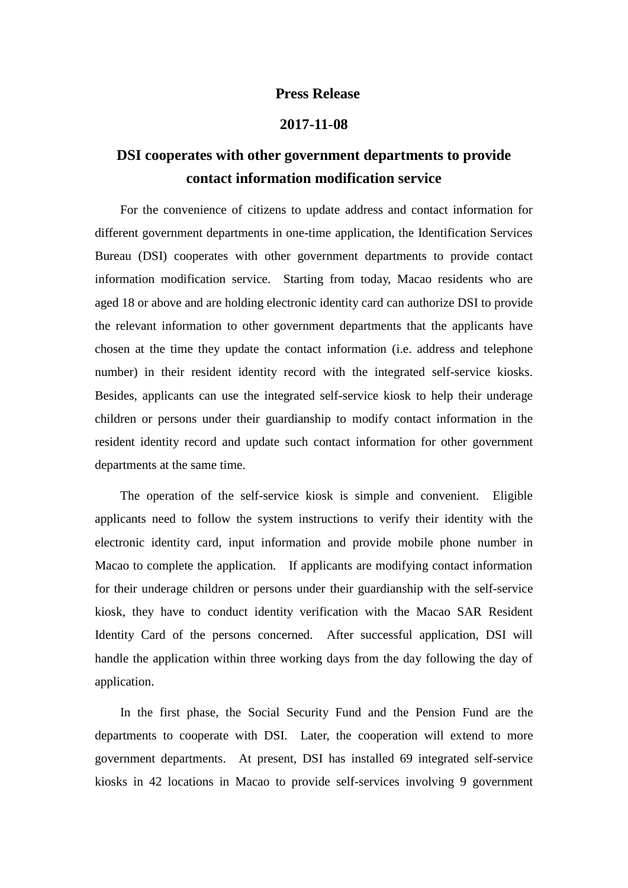**Press Release**

**2017-11-08**

# DSI cooperates with other government departments to provide contact information modification service

For the convenience of citizens to update address and contact information for different government departments in one-time application, the Identification Services Bureau (DSI) cooperates with other government departments to provide contact information modification service. Starting from today, Macao residents who are aged 18 or above and are holding electronic identity card can authorize DSI to provide the relevant information to other government departments that the applicants have chosen at the time they update the contact information (i.e. address and telephone number) in their resident identity record with the integrated self-service kiosks. Besides, applicants can use the integrated self-service kiosk to help their underage children or persons under their guardianship to modify contact information in the resident identity record and update such contact information for other government departments at the same time.

The operation of the self-service kiosk is simple and convenient. Eligible applicants need to follow the system instructions to verify their identity with the electronic identity card, input information and provide mobile phone number in Macao to complete the application. If applicants are modifying contact information for their underage children or persons under their guardianship with the self-service kiosk, they have to conduct identity verification with the Macao SAR Resident Identity Card of the persons concerned. After successful application, DSI will handle the application within three working days from the day following the day of application.

In the first phase, the Social Security Fund and the Pension Fund are the departments to cooperate with DSI. Later, the cooperation will extend to more government departments. At present, DSI has installed 69 integrated self-service kiosks in 42 locations in Macao to provide self-services involving 9 government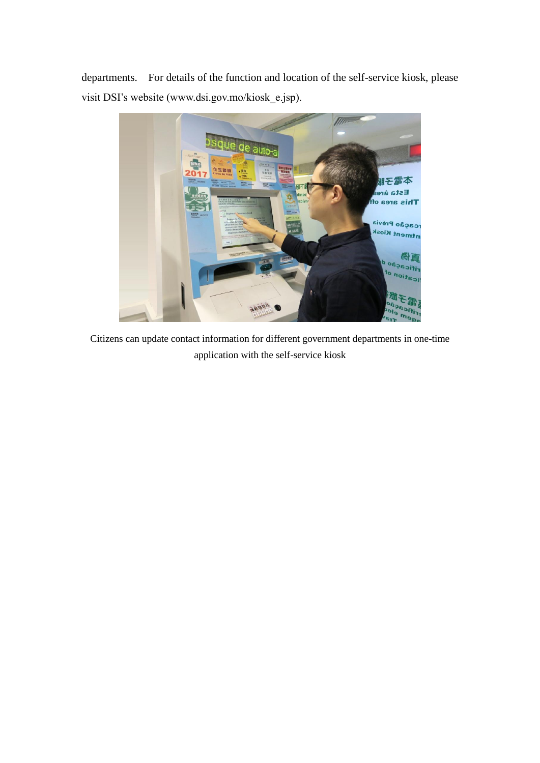departments.　For details of the function and location of the self-service kiosk, please visit DSI's website (www.dsi.gov.mo/kiosk_e.jsp).

Citizens can update contact information for different government departments in one-time application with the self-service kiosk